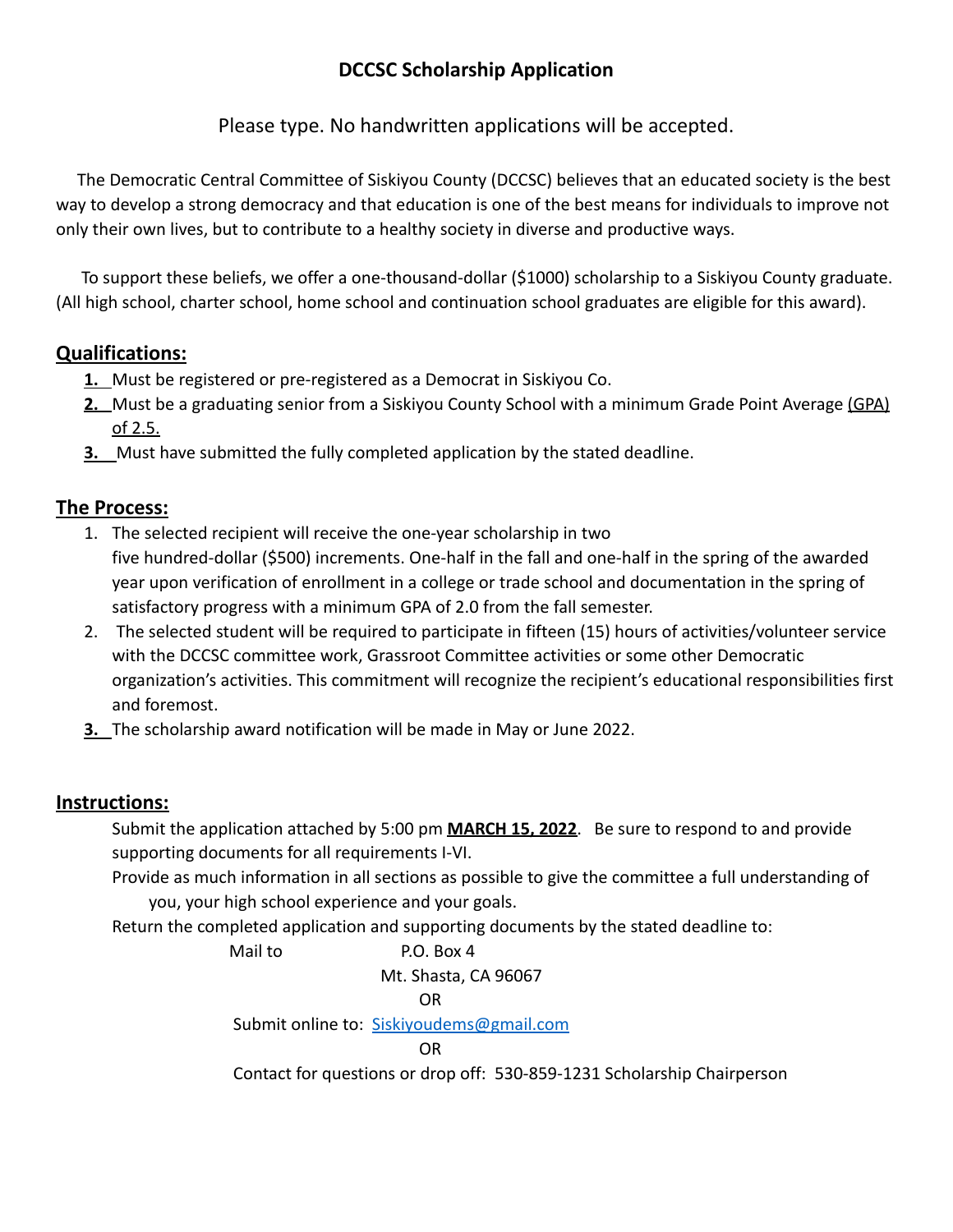# DCCSC Scholarship Application

Please type. No handwritten applications will be accepted.

The Democratic Central Committee of Siskiyou County (DCCSC) believes that an educated society is the best way to develop a strong democracy and that education is one of the best means for individuals to improve not only their own lives, but to contribute to a healthy society in diverse and productive ways.

To support these beliefs, we offer a one-thousand-dollar ($1000) scholarship to a Siskiyou County graduate. (All high school, charter school, home school and continuation school graduates are eligible for this award).

## Qualifications:

1. Must be registered or pre-registered as a Democrat in Siskiyou Co.
2. Must be a graduating senior from a Siskiyou County School with a minimum Grade Point Average (GPA) of 2.5.
3. Must have submitted the fully completed application by the stated deadline.

## The Process:

1. The selected recipient will receive the one-year scholarship in two five hundred-dollar ($500) increments. One-half in the fall and one-half in the spring of the awarded year upon verification of enrollment in a college or trade school and documentation in the spring of satisfactory progress with a minimum GPA of 2.0 from the fall semester.
2. The selected student will be required to participate in fifteen (15) hours of activities/volunteer service with the DCCSC committee work, Grassroot Committee activities or some other Democratic organization's activities. This commitment will recognize the recipient's educational responsibilities first and foremost.
3. The scholarship award notification will be made in May or June 2022.

## Instructions:

Submit the application attached by 5:00 pm **MARCH 15, 2022**. Be sure to respond to and provide supporting documents for all requirements I-VI.

Provide as much information in all sections as possible to give the committee a full understanding of you, your high school experience and your goals.

Return the completed application and supporting documents by the stated deadline to:

Mail to P.O. Box 4
Mt. Shasta, CA 96067

OR

Submit online to: Siskiyoudems@gmail.com

OR

Contact for questions or drop off: 530-859-1231 Scholarship Chairperson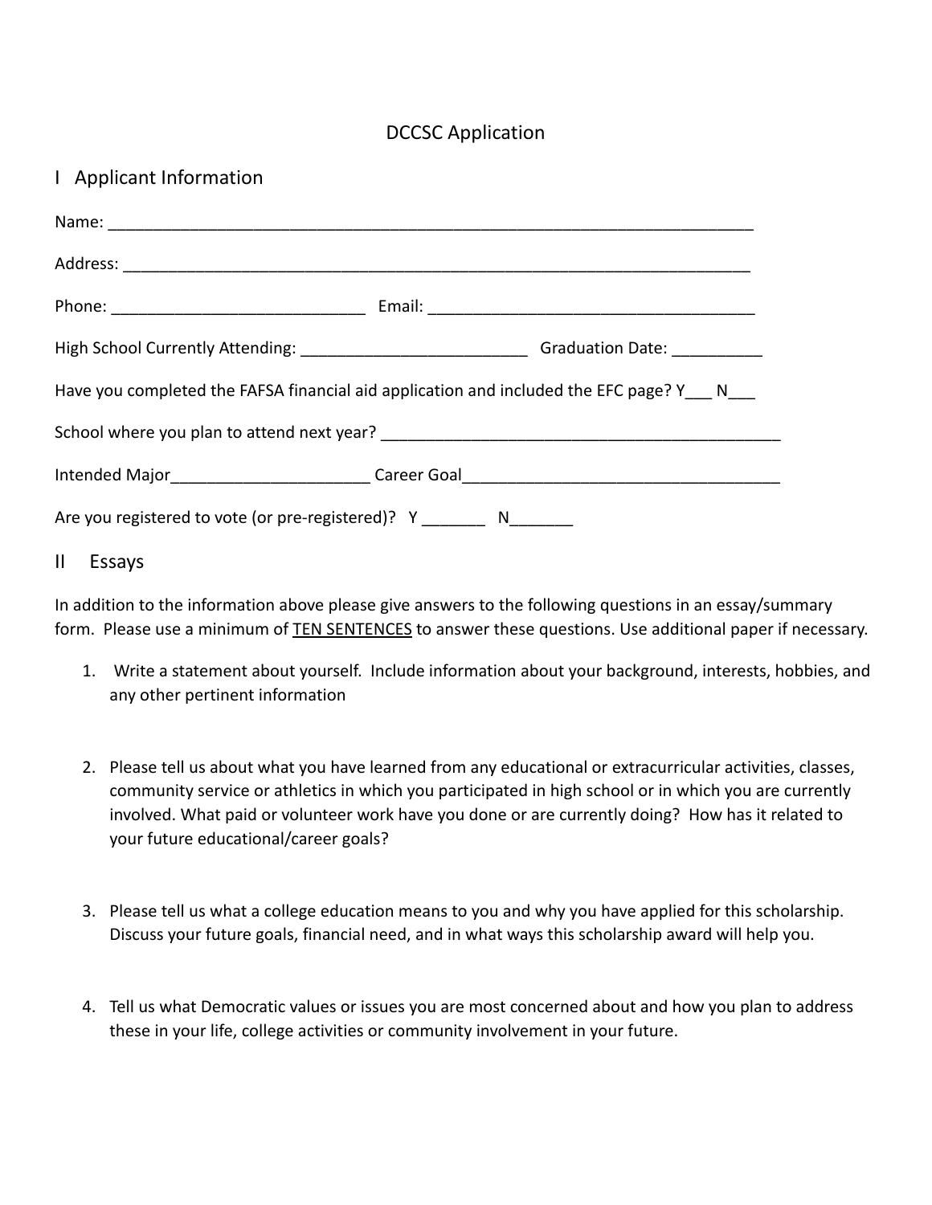# DCCSC Application

## I Applicant Information

Name: ___________________________________________________________________________

Address: _________________________________________________________________________

Phone: _____________________________ Email: _____________________________________

High School Currently Attending: __________________________ Graduation Date: __________

Have you completed the FAFSA financial aid application and included the EFC page? Y___ N___

School where you plan to attend next year? _____________________________________________

Intended Major______________________ Career Goal___________________________________

Are you registered to vote (or pre-registered)? Y _______ N_______

## II Essays

In addition to the information above please give answers to the following questions in an essay/summary form. Please use a minimum of <u>TEN SENTENCES</u> to answer these questions. Use additional paper if necessary.

1. Write a statement about yourself. Include information about your background, interests, hobbies, and any other pertinent information

2. Please tell us about what you have learned from any educational or extracurricular activities, classes, community service or athletics in which you participated in high school or in which you are currently involved. What paid or volunteer work have you done or are currently doing? How has it related to your future educational/career goals?

3. Please tell us what a college education means to you and why you have applied for this scholarship. Discuss your future goals, financial need, and in what ways this scholarship award will help you.

4. Tell us what Democratic values or issues you are most concerned about and how you plan to address these in your life, college activities or community involvement in your future.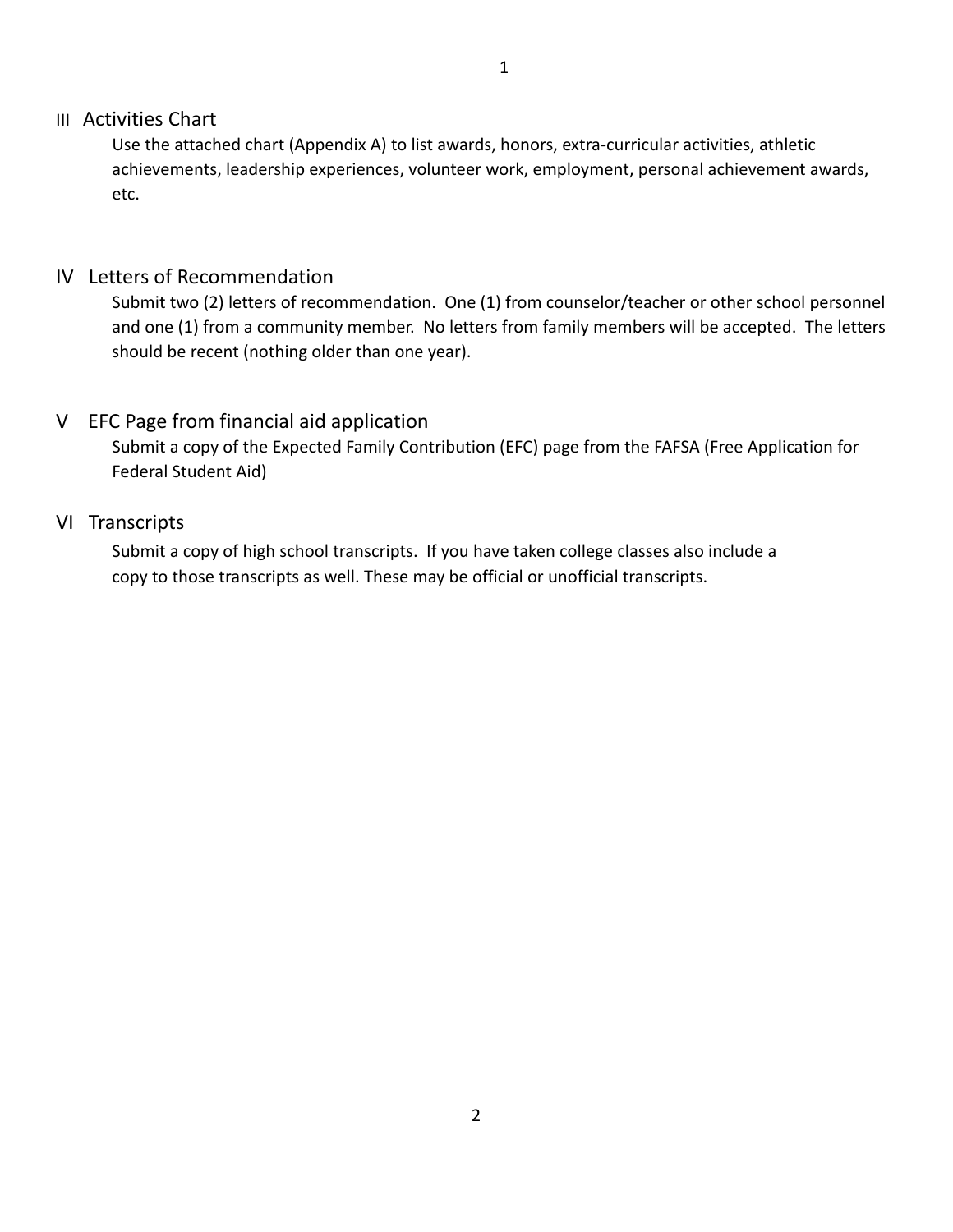## III Activities Chart

Use the attached chart (Appendix A) to list awards, honors, extra-curricular activities, athletic achievements, leadership experiences, volunteer work, employment, personal achievement awards, etc.

## IV Letters of Recommendation

Submit two (2) letters of recommendation. One (1) from counselor/teacher or other school personnel and one (1) from a community member. No letters from family members will be accepted. The letters should be recent (nothing older than one year).

## V EFC Page from financial aid application

Submit a copy of the Expected Family Contribution (EFC) page from the FAFSA (Free Application for Federal Student Aid)

## VI Transcripts

Submit a copy of high school transcripts. If you have taken college classes also include a copy to those transcripts as well. These may be official or unofficial transcripts.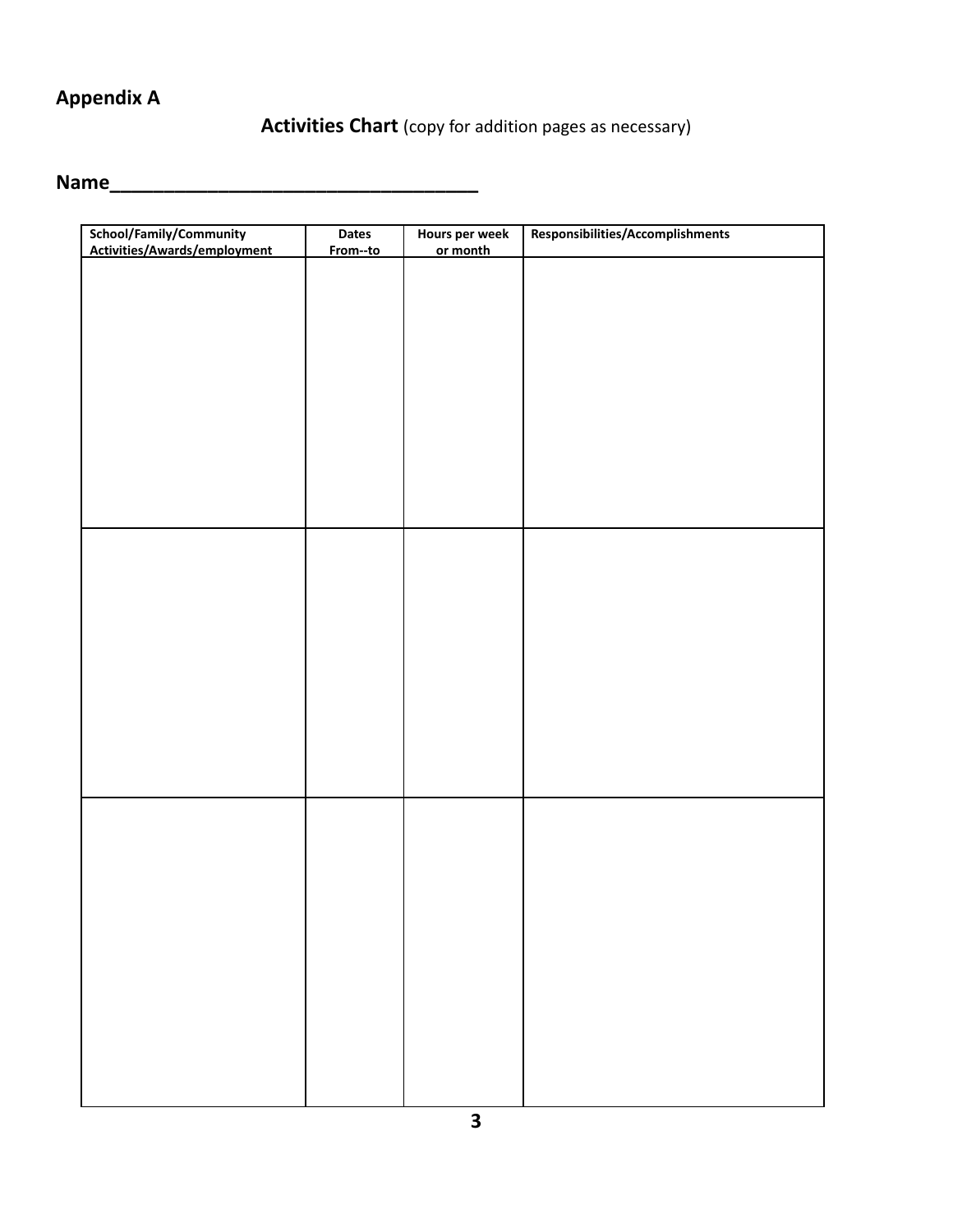## Appendix A

**Activities Chart** (copy for addition pages as necessary)

**Name___________________________________**

| School/Family/Community Activities/Awards/employment | Dates From--to | Hours per week or month | Responsibilities/Accomplishments |
|---|---|---|---|
| | | | |
| | | | |
| | | | |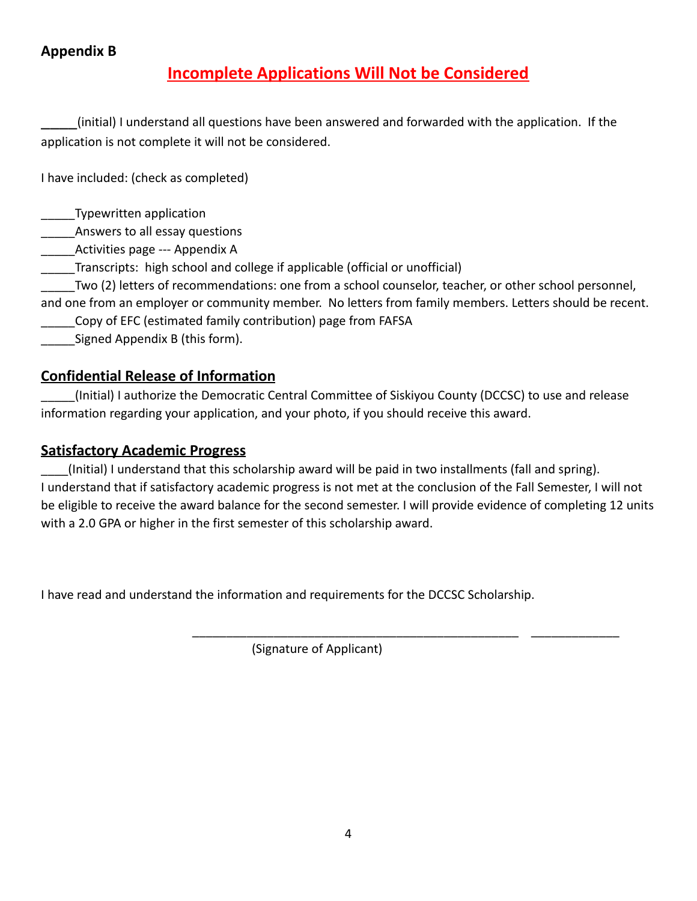**Appendix B**

## Incomplete Applications Will Not be Considered

_____(initial) I understand all questions have been answered and forwarded with the application. If the application is not complete it will not be considered.

I have included: (check as completed)

_____Typewritten application
_____Answers to all essay questions
_____Activities page --- Appendix A
_____Transcripts: high school and college if applicable (official or unofficial)
_____Two (2) letters of recommendations: one from a school counselor, teacher, or other school personnel, and one from an employer or community member. No letters from family members. Letters should be recent.
_____Copy of EFC (estimated family contribution) page from FAFSA
_____Signed Appendix B (this form).

### Confidential Release of Information

_____(Initial) I authorize the Democratic Central Committee of Siskiyou County (DCCSC) to use and release information regarding your application, and your photo, if you should receive this award.

### Satisfactory Academic Progress

____(Initial) I understand that this scholarship award will be paid in two installments (fall and spring). I understand that if satisfactory academic progress is not met at the conclusion of the Fall Semester, I will not be eligible to receive the award balance for the second semester. I will provide evidence of completing 12 units with a 2.0 GPA or higher in the first semester of this scholarship award.

I have read and understand the information and requirements for the DCCSC Scholarship.

_________________________________________________ _____________
(Signature of Applicant)